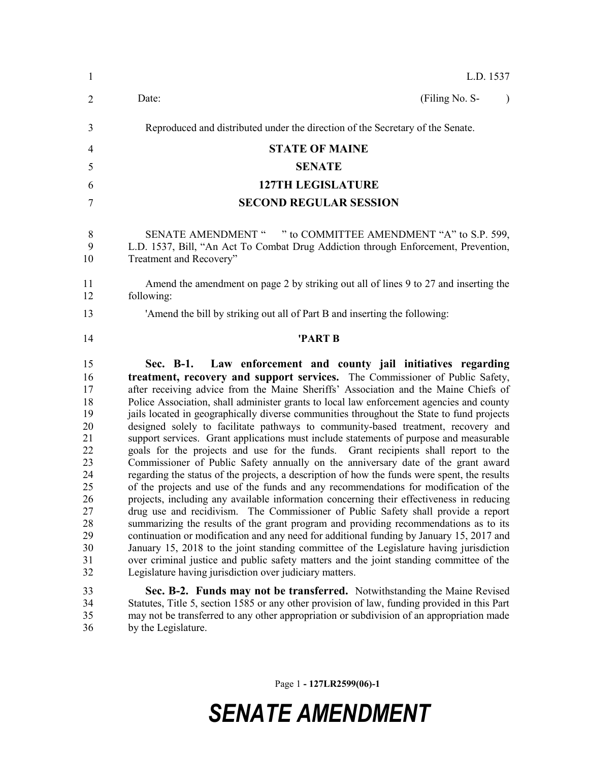L.D. 1537

Date: (Filing No. S- )

Reproduced and distributed under the direction of the Secretary of the Senate.

# STATE OF MAINE

## SENATE

## 127TH LEGISLATURE

## SECOND REGULAR SESSION

SENATE AMENDMENT " " to COMMITTEE AMENDMENT "A" to S.P. 599, L.D. 1537, Bill, "An Act To Combat Drug Addiction through Enforcement, Prevention, Treatment and Recovery"

Amend the amendment on page 2 by striking out all of lines 9 to 27 and inserting the following:

'Amend the bill by striking out all of Part B and inserting the following:

**'PART B**

**Sec. B-1. Law enforcement and county jail initiatives regarding treatment, recovery and support services.** The Commissioner of Public Safety, after receiving advice from the Maine Sheriffs' Association and the Maine Chiefs of Police Association, shall administer grants to local law enforcement agencies and county jails located in geographically diverse communities throughout the State to fund projects designed solely to facilitate pathways to community-based treatment, recovery and support services. Grant applications must include statements of purpose and measurable goals for the projects and use for the funds. Grant recipients shall report to the Commissioner of Public Safety annually on the anniversary date of the grant award regarding the status of the projects, a description of how the funds were spent, the results of the projects and use of the funds and any recommendations for modification of the projects, including any available information concerning their effectiveness in reducing drug use and recidivism. The Commissioner of Public Safety shall provide a report summarizing the results of the grant program and providing recommendations as to its continuation or modification and any need for additional funding by January 15, 2017 and January 15, 2018 to the joint standing committee of the Legislature having jurisdiction over criminal justice and public safety matters and the joint standing committee of the Legislature having jurisdiction over judiciary matters.

**Sec. B-2. Funds may not be transferred.** Notwithstanding the Maine Revised Statutes, Title 5, section 1585 or any other provision of law, funding provided in this Part may not be transferred to any other appropriation or subdivision of an appropriation made by the Legislature.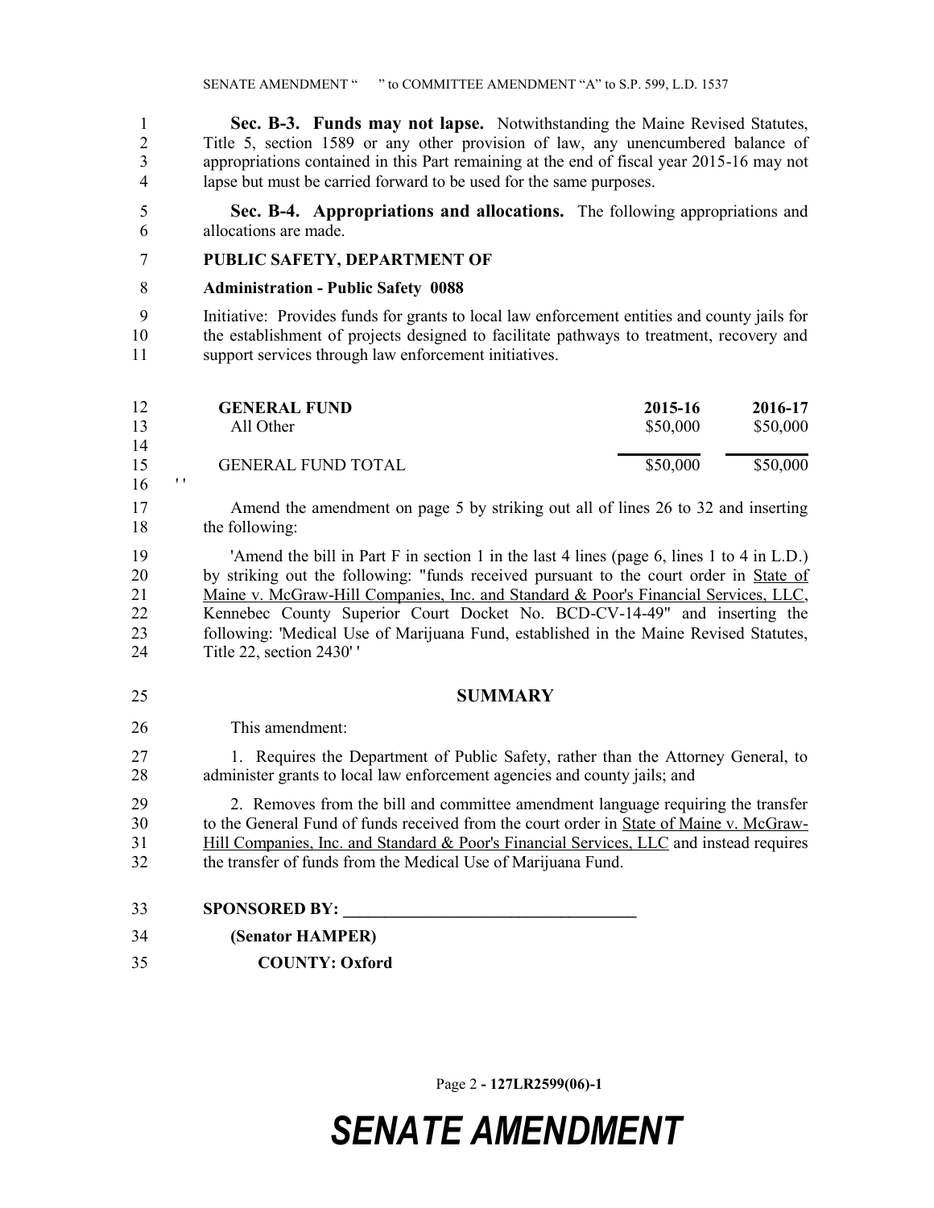**Sec. B-3. Funds may not lapse.** Notwithstanding the Maine Revised Statutes, Title 5, section 1589 or any other provision of law, any unencumbered balance of appropriations contained in this Part remaining at the end of fiscal year 2015-16 may not lapse but must be carried forward to be used for the same purposes.

**Sec. B-4. Appropriations and allocations.** The following appropriations and allocations are made.

**PUBLIC SAFETY, DEPARTMENT OF**

**Administration - Public Safety 0088**

Initiative: Provides funds for grants to local law enforcement entities and county jails for the establishment of projects designed to facilitate pathways to treatment, recovery and support services through law enforcement initiatives.

| | | |
|---|---|---|
| **GENERAL FUND** | **2015-16** | **2016-17** |
| All Other | $50,000 | $50,000 |
| GENERAL FUND TOTAL | $50,000 | $50,000 |

' '

Amend the amendment on page 5 by striking out all of lines 26 to 32 and inserting the following:

'Amend the bill in Part F in section 1 in the last 4 lines (page 6, lines 1 to 4 in L.D.) by striking out the following: "funds received pursuant to the court order in State of Maine v. McGraw-Hill Companies, Inc. and Standard & Poor's Financial Services, LLC, Kennebec County Superior Court Docket No. BCD-CV-14-49" and inserting the following: 'Medical Use of Marijuana Fund, established in the Maine Revised Statutes, Title 22, section 2430' '

## SUMMARY

This amendment:

1. Requires the Department of Public Safety, rather than the Attorney General, to administer grants to local law enforcement agencies and county jails; and

2. Removes from the bill and committee amendment language requiring the transfer to the General Fund of funds received from the court order in State of Maine v. McGraw-Hill Companies, Inc. and Standard & Poor's Financial Services, LLC and instead requires the transfer of funds from the Medical Use of Marijuana Fund.

**SPONSORED BY:** ___________________________________

**(Senator HAMPER)**

**COUNTY: Oxford**